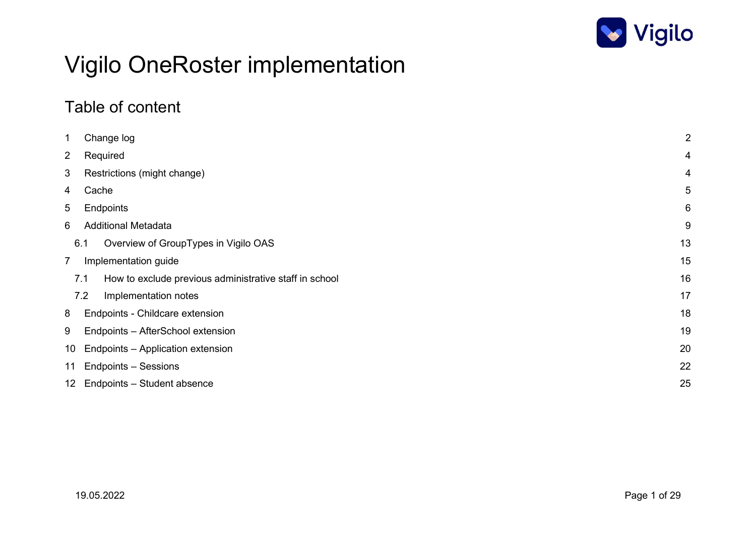# Vigilo OneRoster implementation

## Table of content

1 Change log 2
2 Required 4
3 Restrictions (might change) 4
4 Cache 5
5 Endpoints 6
6 Additional Metadata 9
  6.1 Overview of GroupTypes in Vigilo OAS 13
7 Implementation guide 15
  7.1 How to exclude previous administrative staff in school 16
  7.2 Implementation notes 17
8 Endpoints - Childcare extension 18
9 Endpoints – AfterSchool extension 19
10 Endpoints – Application extension 20
11 Endpoints – Sessions 22
12 Endpoints – Student absence 25

19.05.2022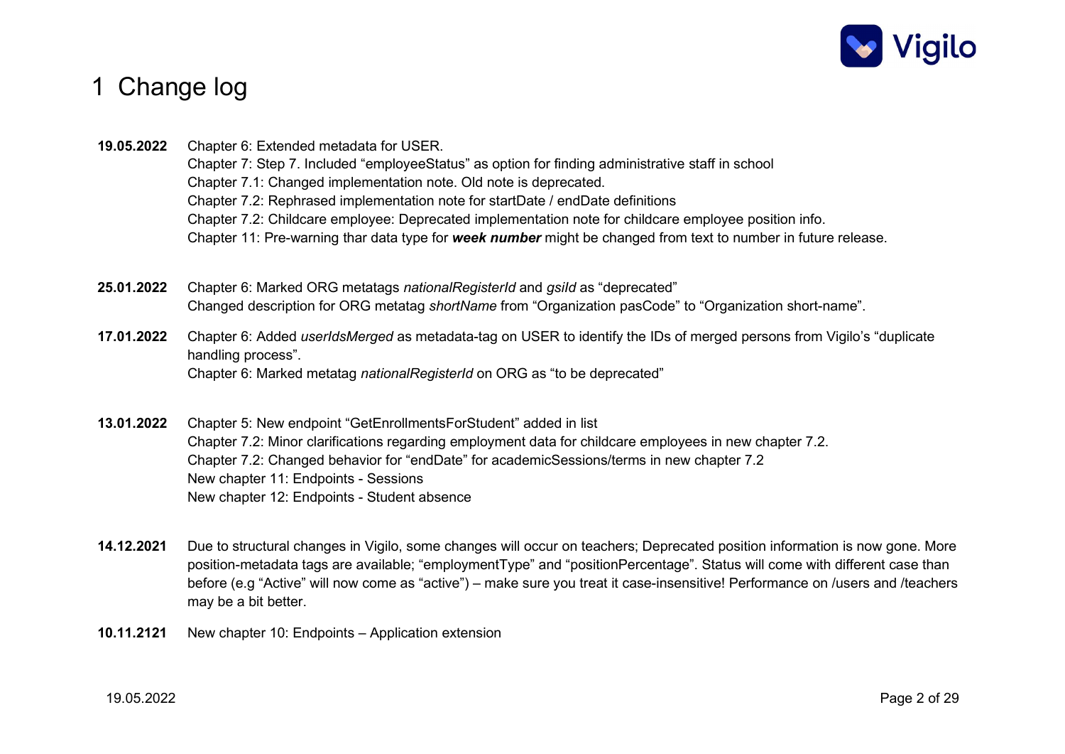# 1 Change log

**19.05.2022** Chapter 6: Extended metadata for USER.
Chapter 7: Step 7. Included "employeeStatus" as option for finding administrative staff in school
Chapter 7.1: Changed implementation note. Old note is deprecated.
Chapter 7.2: Rephrased implementation note for startDate / endDate definitions
Chapter 7.2: Childcare employee: Deprecated implementation note for childcare employee position info.
Chapter 11: Pre-warning thar data type for ***week number*** might be changed from text to number in future release.

**25.01.2022** Chapter 6: Marked ORG metatags *nationalRegisterId* and *gsiId* as "deprecated"
Changed description for ORG metatag *shortName* from "Organization pasCode" to "Organization short-name".

**17.01.2022** Chapter 6: Added *userIdsMerged* as metadata-tag on USER to identify the IDs of merged persons from Vigilo's "duplicate handling process".
Chapter 6: Marked metatag *nationalRegisterId* on ORG as "to be deprecated"

**13.01.2022** Chapter 5: New endpoint "GetEnrollmentsForStudent" added in list
Chapter 7.2: Minor clarifications regarding employment data for childcare employees in new chapter 7.2.
Chapter 7.2: Changed behavior for "endDate" for academicSessions/terms in new chapter 7.2
New chapter 11: Endpoints - Sessions
New chapter 12: Endpoints - Student absence

**14.12.2021** Due to structural changes in Vigilo, some changes will occur on teachers; Deprecated position information is now gone. More position-metadata tags are available; "employmentType" and "positionPercentage". Status will come with different case than before (e.g "Active" will now come as "active") – make sure you treat it case-insensitive! Performance on /users and /teachers may be a bit better.

**10.11.2121** New chapter 10: Endpoints – Application extension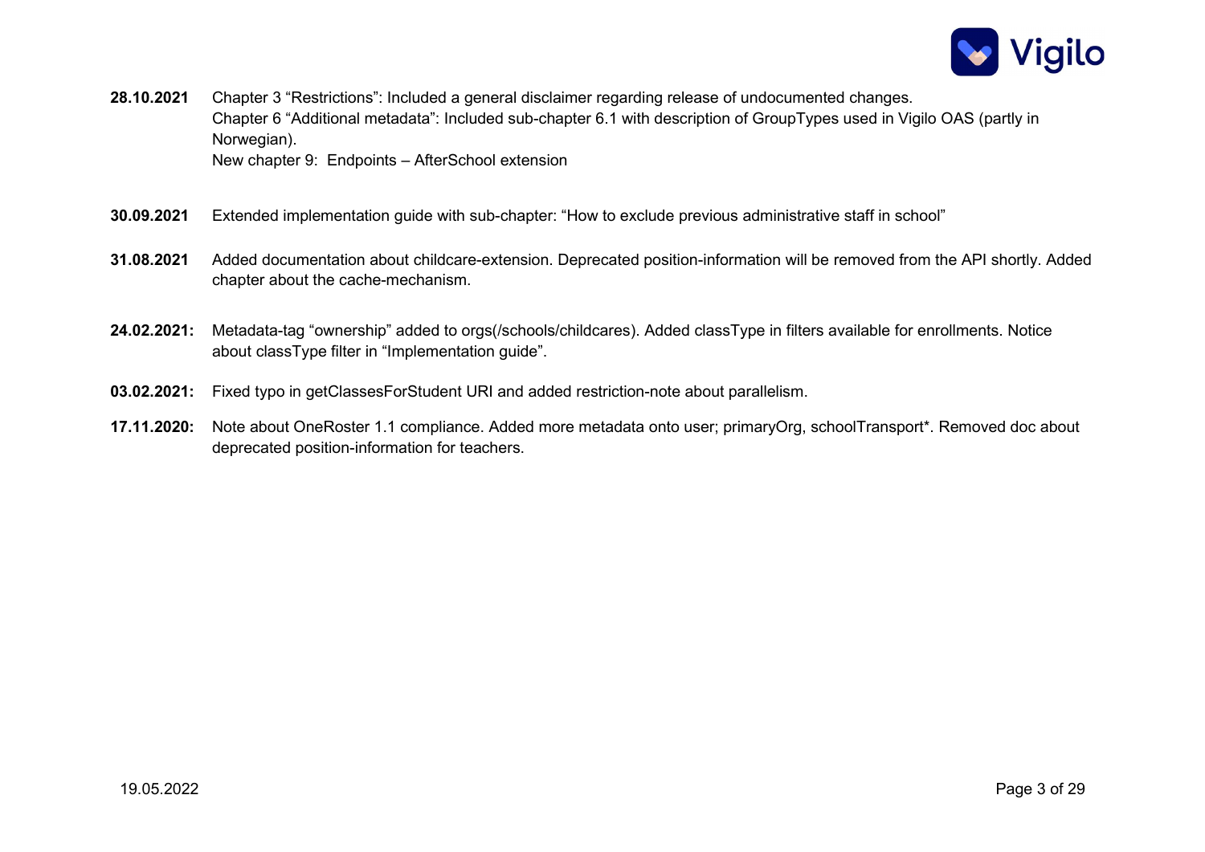**28.10.2021** Chapter 3 “Restrictions”: Included a general disclaimer regarding release of undocumented changes.
Chapter 6 “Additional metadata”: Included sub-chapter 6.1 with description of GroupTypes used in Vigilo OAS (partly in Norwegian).
New chapter 9: Endpoints – AfterSchool extension

**30.09.2021** Extended implementation guide with sub-chapter: “How to exclude previous administrative staff in school”

**31.08.2021** Added documentation about childcare-extension. Deprecated position-information will be removed from the API shortly. Added chapter about the cache-mechanism.

**24.02.2021:** Metadata-tag “ownership” added to orgs(/schools/childcares). Added classType in filters available for enrollments. Notice about classType filter in “Implementation guide”.

**03.02.2021:** Fixed typo in getClassesForStudent URI and added restriction-note about parallelism.

**17.11.2020:** Note about OneRoster 1.1 compliance. Added more metadata onto user; primaryOrg, schoolTransport*. Removed doc about deprecated position-information for teachers.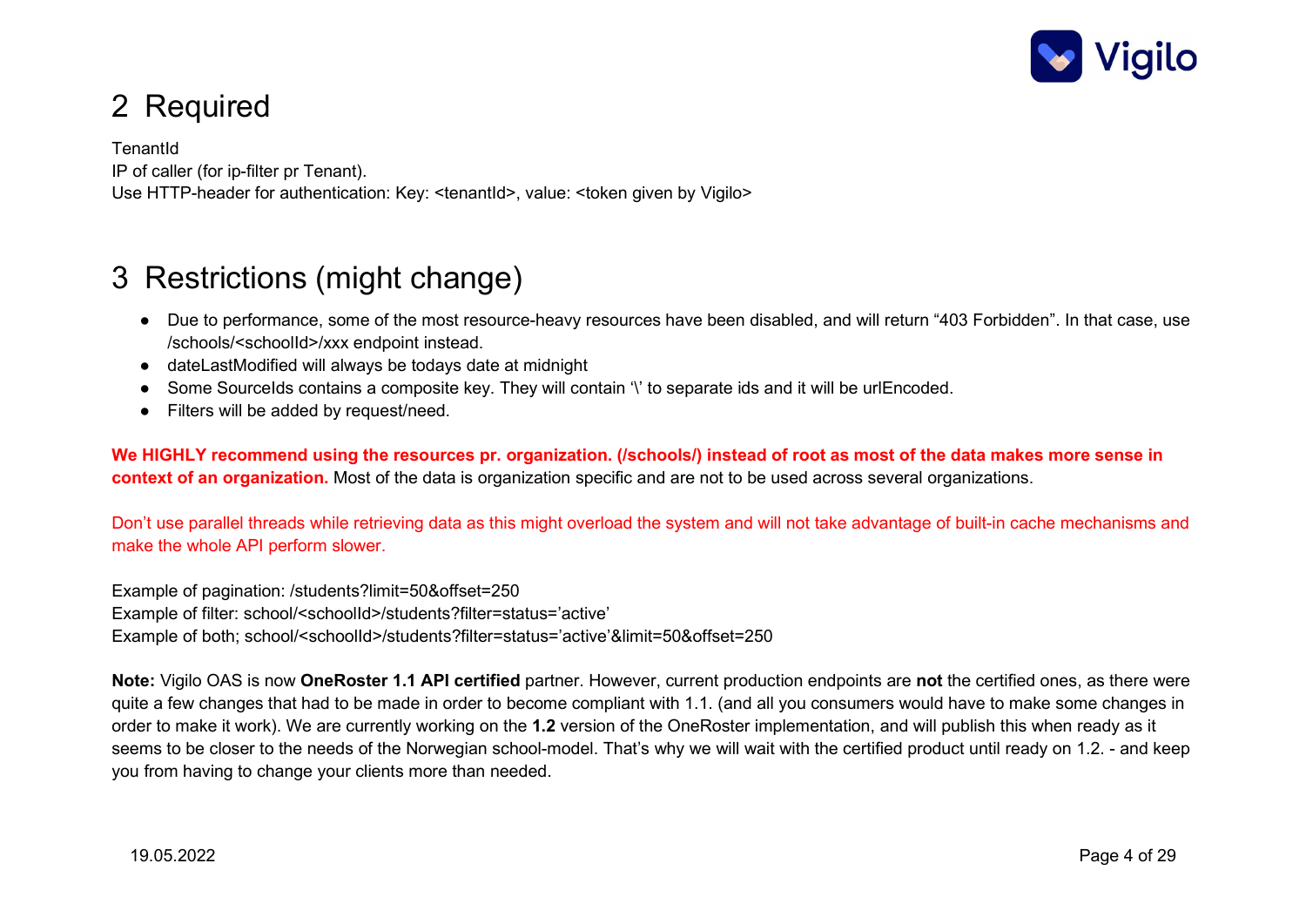# 2 Required

TenantId
IP of caller (for ip-filter pr Tenant).
Use HTTP-header for authentication: Key: <tenantId>, value: <token given by Vigilo>

# 3 Restrictions (might change)

- Due to performance, some of the most resource-heavy resources have been disabled, and will return "403 Forbidden". In that case, use /schools/<schoolId>/xxx endpoint instead.
- dateLastModified will always be todays date at midnight
- Some SourceIds contains a composite key. They will contain '\' to separate ids and it will be urlEncoded.
- Filters will be added by request/need.

**We HIGHLY recommend using the resources pr. organization. (/schools/) instead of root as most of the data makes more sense in context of an organization.** Most of the data is organization specific and are not to be used across several organizations.

Don't use parallel threads while retrieving data as this might overload the system and will not take advantage of built-in cache mechanisms and make the whole API perform slower.

Example of pagination: /students?limit=50&offset=250
Example of filter: school/<schoolId>/students?filter=status='active'
Example of both; school/<schoolId>/students?filter=status='active'&limit=50&offset=250

**Note:** Vigilo OAS is now **OneRoster 1.1 API certified** partner. However, current production endpoints are **not** the certified ones, as there were quite a few changes that had to be made in order to become compliant with 1.1. (and all you consumers would have to make some changes in order to make it work). We are currently working on the **1.2** version of the OneRoster implementation, and will publish this when ready as it seems to be closer to the needs of the Norwegian school-model. That's why we will wait with the certified product until ready on 1.2. - and keep you from having to change your clients more than needed.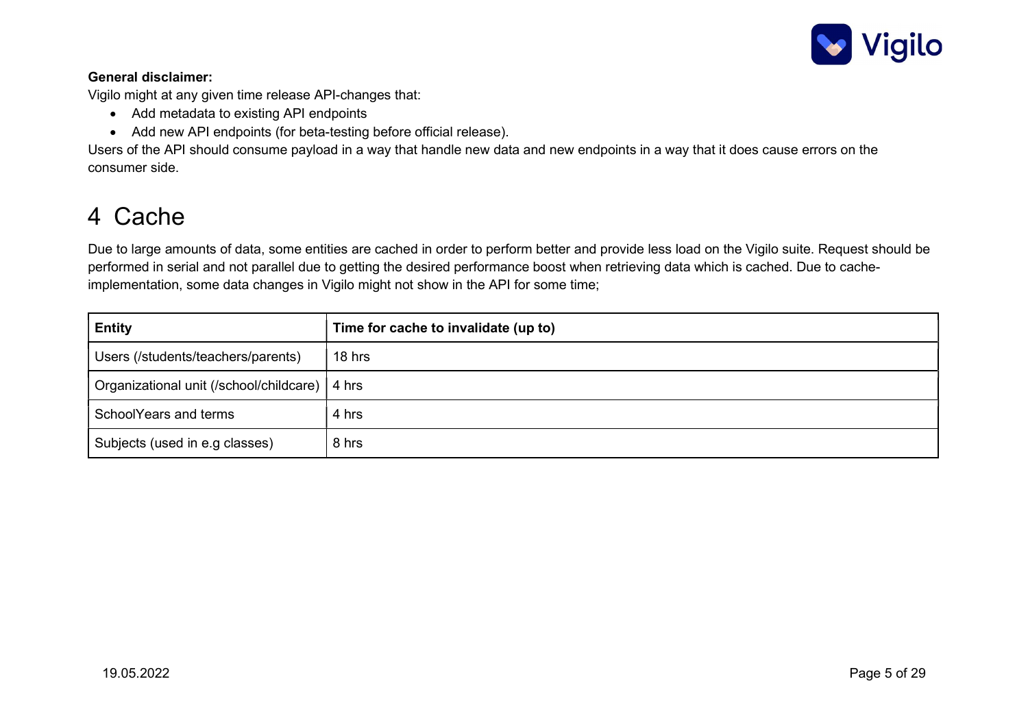**General disclaimer:**

Vigilo might at any given time release API-changes that:

- Add metadata to existing API endpoints
- Add new API endpoints (for beta-testing before official release).

Users of the API should consume payload in a way that handle new data and new endpoints in a way that it does cause errors on the consumer side.

# 4 Cache

Due to large amounts of data, some entities are cached in order to perform better and provide less load on the Vigilo suite. Request should be performed in serial and not parallel due to getting the desired performance boost when retrieving data which is cached. Due to cache-implementation, some data changes in Vigilo might not show in the API for some time;

| Entity | Time for cache to invalidate (up to) |
|---|---|
| Users (/students/teachers/parents) | 18 hrs |
| Organizational unit (/school/childcare) | 4 hrs |
| SchoolYears and terms | 4 hrs |
| Subjects (used in e.g classes) | 8 hrs |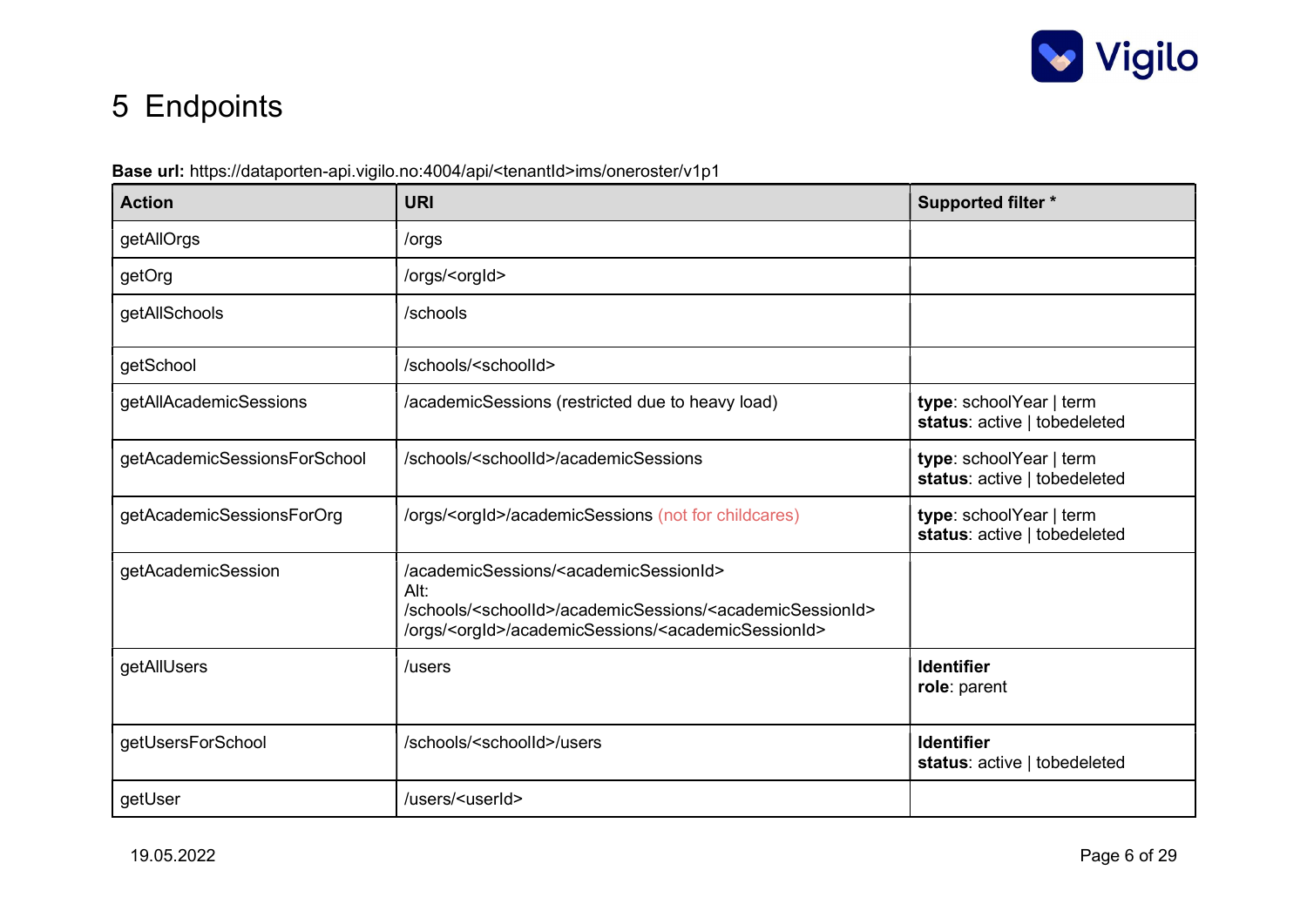# 5 Endpoints

**Base url:** https://dataporten-api.vigilo.no:4004/api/<tenantId>ims/oneroster/v1p1

| Action | URI | Supported filter * |
|---|---|---|
| getAllOrgs | /orgs | |
| getOrg | /orgs/<orgId> | |
| getAllSchools | /schools | |
| getSchool | /schools/<schoolId> | |
| getAllAcademicSessions | /academicSessions (restricted due to heavy load) | **type**: schoolYear \| term<br>**status**: active \| tobedeleted |
| getAcademicSessionsForSchool | /schools/<schoolId>/academicSessions | **type**: schoolYear \| term<br>**status**: active \| tobedeleted |
| getAcademicSessionsForOrg | /orgs/<orgId>/academicSessions (not for childcares) | **type**: schoolYear \| term<br>**status**: active \| tobedeleted |
| getAcademicSession | /academicSessions/<academicSessionId><br>Alt:<br>/schools/<schoolId>/academicSessions/<academicSessionId><br>/orgs/<orgId>/academicSessions/<academicSessionId> | |
| getAllUsers | /users | **Identifier**<br>**role**: parent |
| getUsersForSchool | /schools/<schoolId>/users | **Identifier**<br>**status**: active \| tobedeleted |
| getUser | /users/<userId> | |

19.05.2022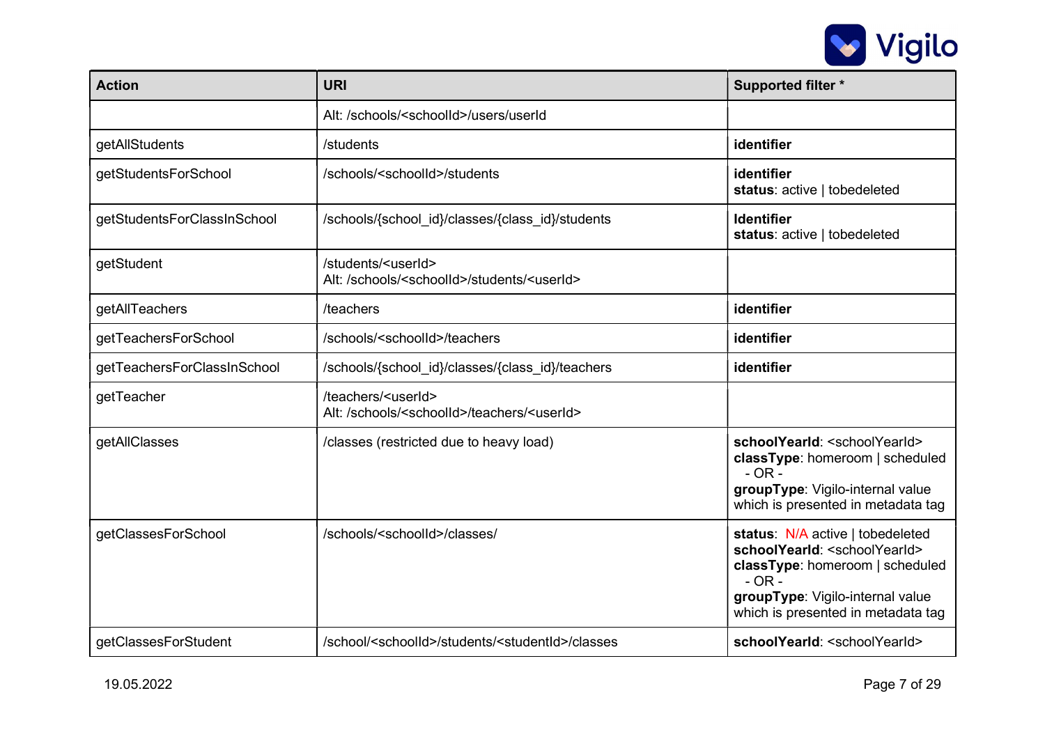| Action | URI | Supported filter * |
|---|---|---|
| | Alt: /schools/<schoolId>/users/userId | |
| getAllStudents | /students | **identifier** |
| getStudentsForSchool | /schools/<schoolId>/students | **identifier**<br>**status**: active \| tobedeleted |
| getStudentsForClassInSchool | /schools/{school_id}/classes/{class_id}/students | **Identifier**<br>**status**: active \| tobedeleted |
| getStudent | /students/<userId><br>Alt: /schools/<schoolId>/students/<userId> | |
| getAllTeachers | /teachers | **identifier** |
| getTeachersForSchool | /schools/<schoolId>/teachers | **identifier** |
| getTeachersForClassInSchool | /schools/{school_id}/classes/{class_id}/teachers | **identifier** |
| getTeacher | /teachers/<userId><br>Alt: /schools/<schoolId>/teachers/<userId> | |
| getAllClasses | /classes (restricted due to heavy load) | **schoolYearId**: <schoolYearId><br>**classType**: homeroom \| scheduled<br>- OR -<br>**groupType**: Vigilo-internal value which is presented in metadata tag |
| getClassesForSchool | /schools/<schoolId>/classes/ | **status**: N/A active \| tobedeleted<br>**schoolYearId**: <schoolYearId><br>**classType**: homeroom \| scheduled<br>- OR -<br>**groupType**: Vigilo-internal value which is presented in metadata tag |
| getClassesForStudent | /school/<schoolId>/students/<studentId>/classes | **schoolYearId**: <schoolYearId> |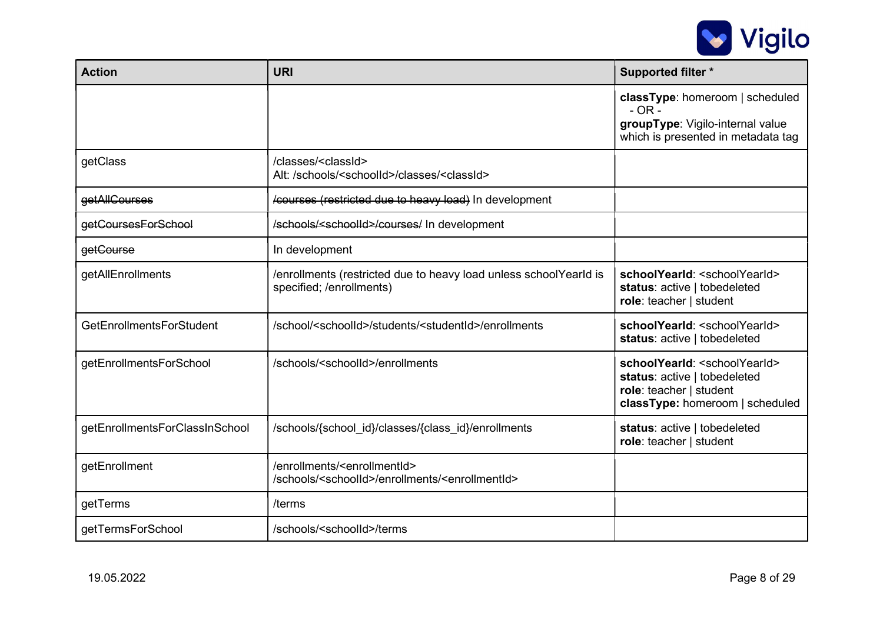| Action | URI | Supported filter * |
|---|---|---|
| | | **classType**: homeroom \| scheduled<br>- OR -<br>**groupType**: Vigilo-internal value which is presented in metadata tag |
| getClass | /classes/<classId><br>Alt: /schools/<schoolId>/classes/<classId> | |
| ~~getAllCourses~~ | ~~/courses (restricted due to heavy load)~~ In development | |
| ~~getCoursesForSchool~~ | ~~/schools/<schoolId>/courses/~~ In development | |
| ~~getCourse~~ | In development | |
| getAllEnrollments | /enrollments (restricted due to heavy load unless schoolYearId is specified; /enrollments) | **schoolYearId**: <schoolYearId><br>**status**: active \| tobedeleted<br>**role**: teacher \| student |
| GetEnrollmentsForStudent | /school/<schoolId>/students/<studentId>/enrollments | **schoolYearId**: <schoolYearId><br>**status**: active \| tobedeleted |
| getEnrollmentsForSchool | /schools/<schoolId>/enrollments | **schoolYearId**: <schoolYearId><br>**status**: active \| tobedeleted<br>**role**: teacher \| student<br>**classType:** homeroom \| scheduled |
| getEnrollmentsForClassInSchool | /schools/{school_id}/classes/{class_id}/enrollments | **status**: active \| tobedeleted<br>**role**: teacher \| student |
| getEnrollment | /enrollments/<enrollmentId><br>/schools/<schoolId>/enrollments/<enrollmentId> | |
| getTerms | /terms | |
| getTermsForSchool | /schools/<schoolId>/terms | |

19.05.2022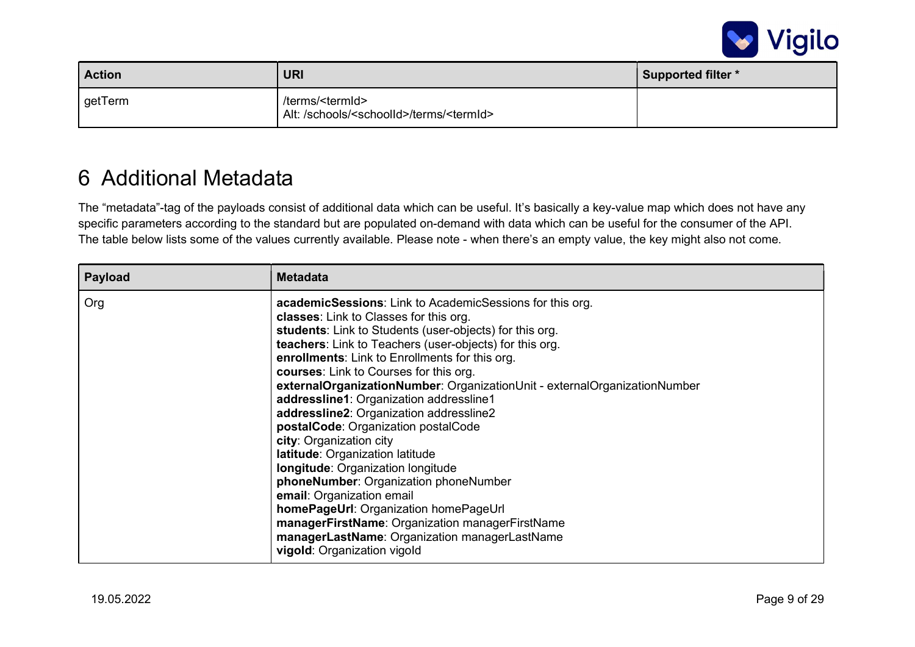| Action | URI | Supported filter * |
|---|---|---|
| getTerm | /terms/<termId><br>Alt: /schools/<schoolId>/terms/<termId> | |

# 6 Additional Metadata

The “metadata”-tag of the payloads consist of additional data which can be useful. It’s basically a key-value map which does not have any specific parameters according to the standard but are populated on-demand with data which can be useful for the consumer of the API. The table below lists some of the values currently available. Please note - when there’s an empty value, the key might also not come.

| Payload | Metadata |
|---|---|
| Org | **academicSessions**: Link to AcademicSessions for this org.<br>**classes**: Link to Classes for this org.<br>**students**: Link to Students (user-objects) for this org.<br>**teachers**: Link to Teachers (user-objects) for this org.<br>**enrollments**: Link to Enrollments for this org.<br>**courses**: Link to Courses for this org.<br>**externalOrganizationNumber**: OrganizationUnit - externalOrganizationNumber<br>**addressline1**: Organization addressline1<br>**addressline2**: Organization addressline2<br>**postalCode**: Organization postalCode<br>**city**: Organization city<br>**latitude**: Organization latitude<br>**longitude**: Organization longitude<br>**phoneNumber**: Organization phoneNumber<br>**email**: Organization email<br>**homePageUrl**: Organization homePageUrl<br>**managerFirstName**: Organization managerFirstName<br>**managerLastName**: Organization managerLastName<br>**vigoId**: Organization vigoId |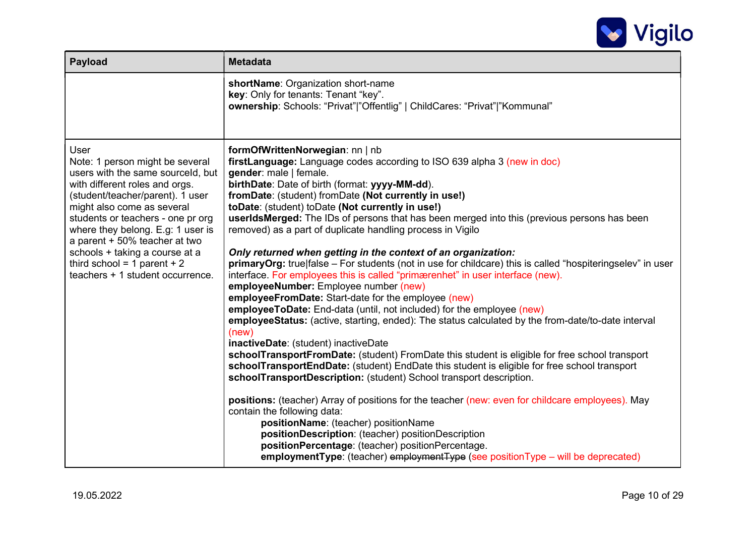| Payload | Metadata |
| --- | --- |
| | **shortName**: Organization short-name<br>**key**: Only for tenants: Tenant “key”.<br>**ownership**: Schools: “Privat”\|”Offentlig” \| ChildCares: “Privat”\|”Kommunal” |
| User<br>Note: 1 person might be several users with the same sourceId, but with different roles and orgs. (student/teacher/parent). 1 user might also come as several students or teachers - one pr org where they belong. E.g: 1 user is a parent + 50% teacher at two schools + taking a course at a third school = 1 parent + 2 teachers + 1 student occurrence. | **formOfWrittenNorwegian**: nn \| nb<br>**firstLanguage:** Language codes according to ISO 639 alpha 3 (new in doc)<br>**gender**: male \| female.<br>**birthDate**: Date of birth (format: **yyyy-MM-dd**).<br>**fromDate**: (student) fromDate **(Not currently in use!)**<br>**toDate**: (student) toDate **(Not currently in use!)**<br>**userIdsMerged:** The IDs of persons that has been merged into this (previous persons has been removed) as a part of duplicate handling process in Vigilo<br><br>***Only returned when getting in the context of an organization:***<br>**primaryOrg:** true\|false – For students (not in use for childcare) this is called “hospiteringselev” in user interface. For employees this is called “primærenhet” in user interface (new).<br>**employeeNumber:** Employee number (new)<br>**employeeFromDate:** Start-date for the employee (new)<br>**employeeToDate:** End-data (until, not included) for the employee (new)<br>**employeeStatus:** (active, starting, ended): The status calculated by the from-date/to-date interval (new)<br>**inactiveDate**: (student) inactiveDate<br>**schoolTransportFromDate:** (student) FromDate this student is eligible for free school transport<br>**schoolTransportEndDate:** (student) EndDate this student is eligible for free school transport<br>**schoolTransportDescription:** (student) School transport description.<br><br>**positions:** (teacher) Array of positions for the teacher (new: even for childcare employees). May contain the following data:<br>&nbsp;&nbsp;&nbsp;&nbsp;**positionName**: (teacher) positionName<br>&nbsp;&nbsp;&nbsp;&nbsp;**positionDescription**: (teacher) positionDescription<br>&nbsp;&nbsp;&nbsp;&nbsp;**positionPercentage**: (teacher) positionPercentage.<br>&nbsp;&nbsp;&nbsp;&nbsp;**employmentType**: (teacher) ~~employmentType~~ (see positionType – will be deprecated) |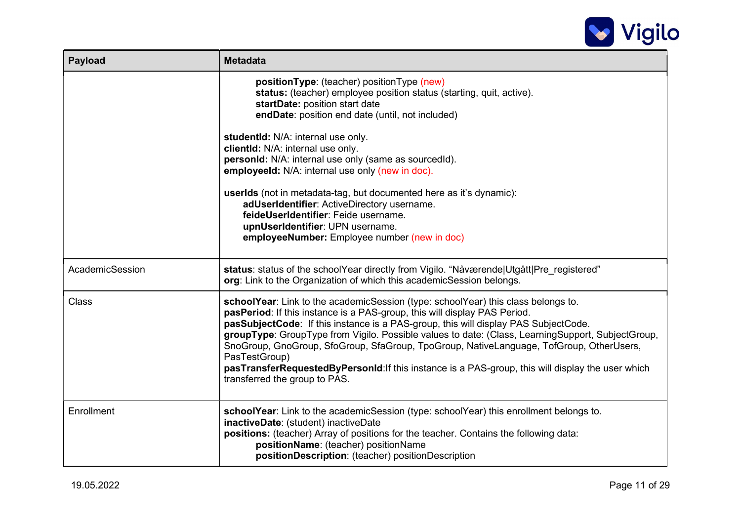| Payload | Metadata |
|---|---|
| | **positionType**: (teacher) positionType (new)<br>**status:** (teacher) employee position status (starting, quit, active).<br>**startDate:** position start date<br>**endDate**: position end date (until, not included)<br><br>**studentId:** N/A: internal use only.<br>**clientId:** N/A: internal use only.<br>**personId:** N/A: internal use only (same as sourcedId).<br>**employeeId:** N/A: internal use only (new in doc).<br><br>**userIds** (not in metadata-tag, but documented here as it's dynamic):<br>**adUserIdentifier**: ActiveDirectory username.<br>**feideUserIdentifier**: Feide username.<br>**upnUserIdentifier**: UPN username.<br>**employeeNumber:** Employee number (new in doc) |
| AcademicSession | **status**: status of the schoolYear directly from Vigilo. "Nåværende\|Utgått\|Pre_registered"<br>**org**: Link to the Organization of which this academicSession belongs. |
| Class | **schoolYear**: Link to the academicSession (type: schoolYear) this class belongs to.<br>**pasPeriod**: If this instance is a PAS-group, this will display PAS Period.<br>**pasSubjectCode**: If this instance is a PAS-group, this will display PAS SubjectCode.<br>**groupType**: GroupType from Vigilo. Possible values to date: (Class, LearningSupport, SubjectGroup, SnoGroup, GnoGroup, SfoGroup, SfaGroup, TpoGroup, NativeLanguage, TofGroup, OtherUsers, PasTestGroup)<br>**pasTransferRequestedByPersonId**:If this instance is a PAS-group, this will display the user which transferred the group to PAS. |
| Enrollment | **schoolYear**: Link to the academicSession (type: schoolYear) this enrollment belongs to.<br>**inactiveDate**: (student) inactiveDate<br>**positions:** (teacher) Array of positions for the teacher. Contains the following data:<br>**positionName**: (teacher) positionName<br>**positionDescription**: (teacher) positionDescription |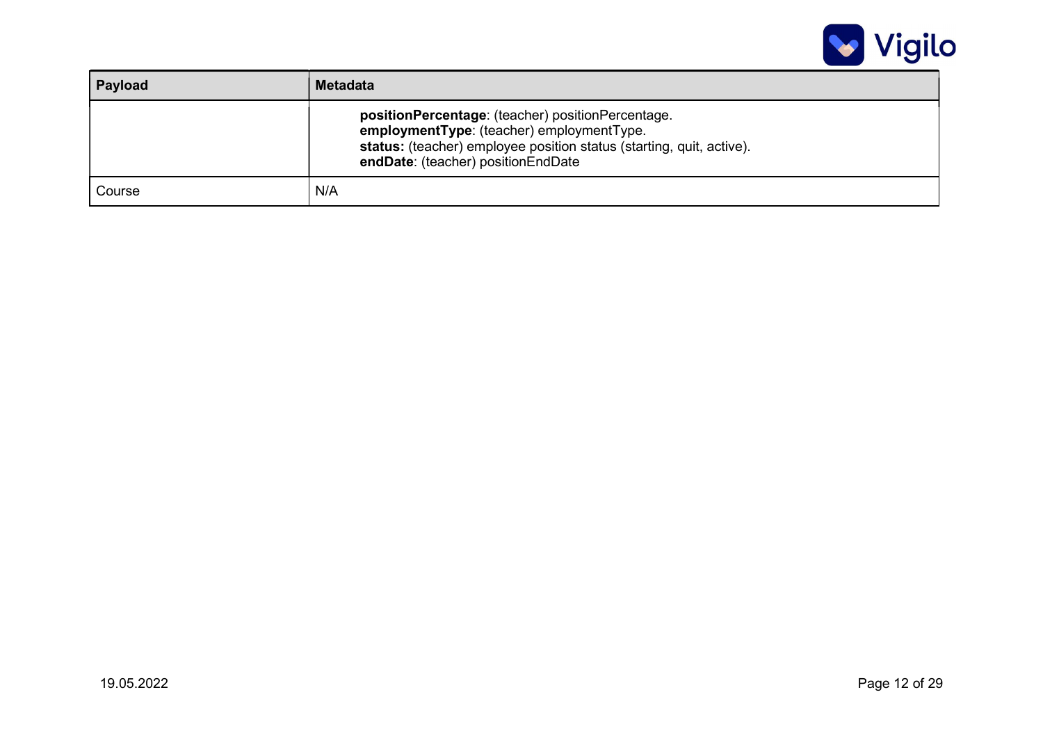| Payload | Metadata |
| --- | --- |
| | **positionPercentage**: (teacher) positionPercentage.<br>**employmentType**: (teacher) employmentType.<br>**status:** (teacher) employee position status (starting, quit, active).<br>**endDate**: (teacher) positionEndDate |
| Course | N/A |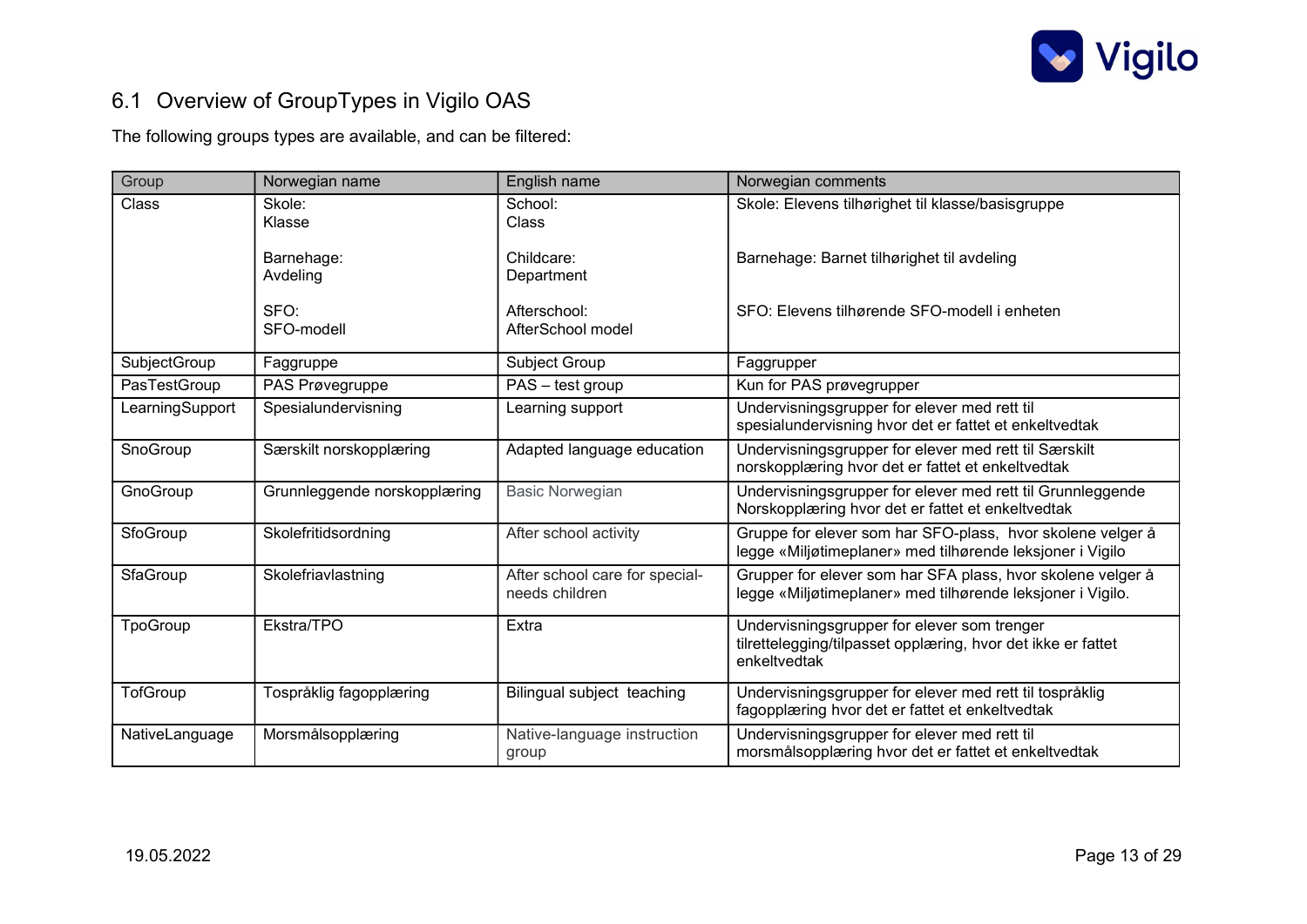## 6.1 Overview of GroupTypes in Vigilo OAS

The following groups types are available, and can be filtered:

| Group | Norwegian name | English name | Norwegian comments |
|---|---|---|---|
| Class | Skole:<br>Klasse<br><br>Barnehage:<br>Avdeling<br><br>SFO:<br>SFO-modell | School:<br>Class<br><br>Childcare:<br>Department<br><br>Afterschool:<br>AfterSchool model | Skole: Elevens tilhørighet til klasse/basisgruppe<br><br>Barnehage: Barnet tilhørighet til avdeling<br><br>SFO: Elevens tilhørende SFO-modell i enheten |
| SubjectGroup | Faggruppe | Subject Group | Faggrupper |
| PasTestGroup | PAS Prøvegruppe | PAS – test group | Kun for PAS prøvegrupper |
| LearningSupport | Spesialundervisning | Learning support | Undervisningsgrupper for elever med rett til spesialundervisning hvor det er fattet et enkeltvedtak |
| SnoGroup | Særskilt norskopplæring | Adapted language education | Undervisningsgrupper for elever med rett til Særskilt norskopplæring hvor det er fattet et enkeltvedtak |
| GnoGroup | Grunnleggende norskopplæring | Basic Norwegian | Undervisningsgrupper for elever med rett til Grunnleggende Norskopplæring hvor det er fattet et enkeltvedtak |
| SfoGroup | Skolefritidsordning | After school activity | Gruppe for elever som har SFO-plass, hvor skolene velger å legge «Miljøtimeplaner» med tilhørende leksjoner i Vigilo |
| SfaGroup | Skolefriavlastning | After school care for special-needs children | Grupper for elever som har SFA plass, hvor skolene velger å legge «Miljøtimeplaner» med tilhørende leksjoner i Vigilo. |
| TpoGroup | Ekstra/TPO | Extra | Undervisningsgrupper for elever som trenger tilrettelegging/tilpasset opplæring, hvor det ikke er fattet enkeltvedtak |
| TofGroup | Tospråklig fagopplæring | Bilingual subject teaching | Undervisningsgrupper for elever med rett til tospråklig fagopplæring hvor det er fattet et enkeltvedtak |
| NativeLanguage | Morsmålsopplæring | Native-language instruction group | Undervisningsgrupper for elever med rett til morsmålsopplæring hvor det er fattet et enkeltvedtak |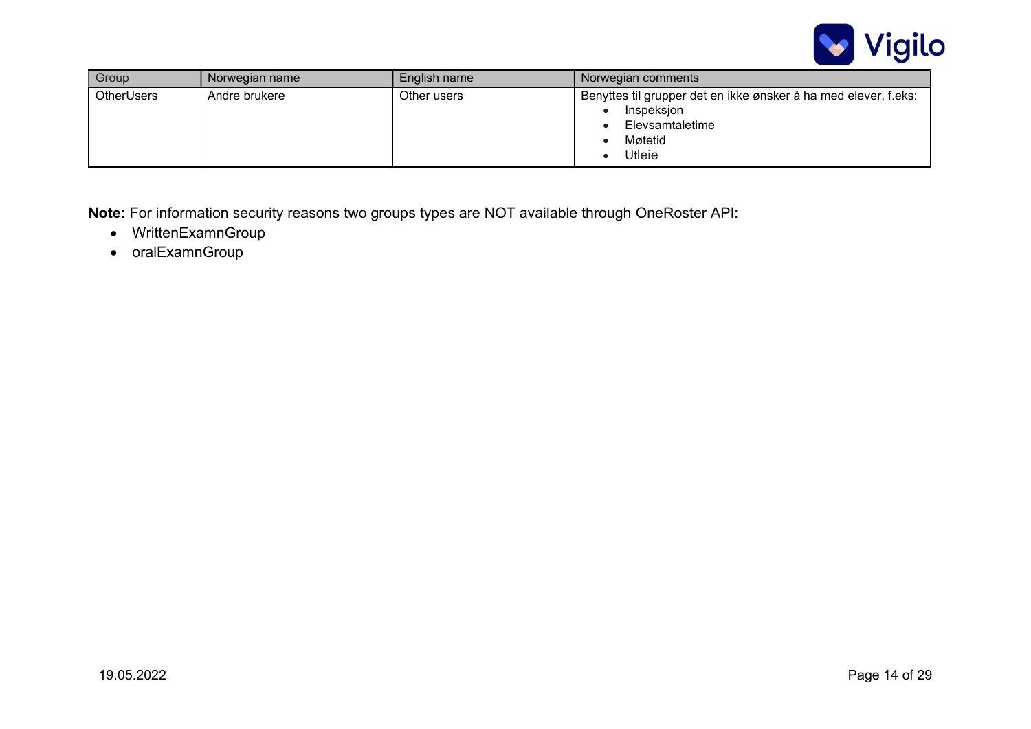| Group | Norwegian name | English name | Norwegian comments |
|---|---|---|---|
| OtherUsers | Andre brukere | Other users | Benyttes til grupper det en ikke ønsker å ha med elever, f.eks:<br>• Inspeksjon<br>• Elevsamtaletime<br>• Møtetid<br>• Utleie |

**Note:** For information security reasons two groups types are NOT available through OneRoster API:

- WrittenExamnGroup
- oralExamnGroup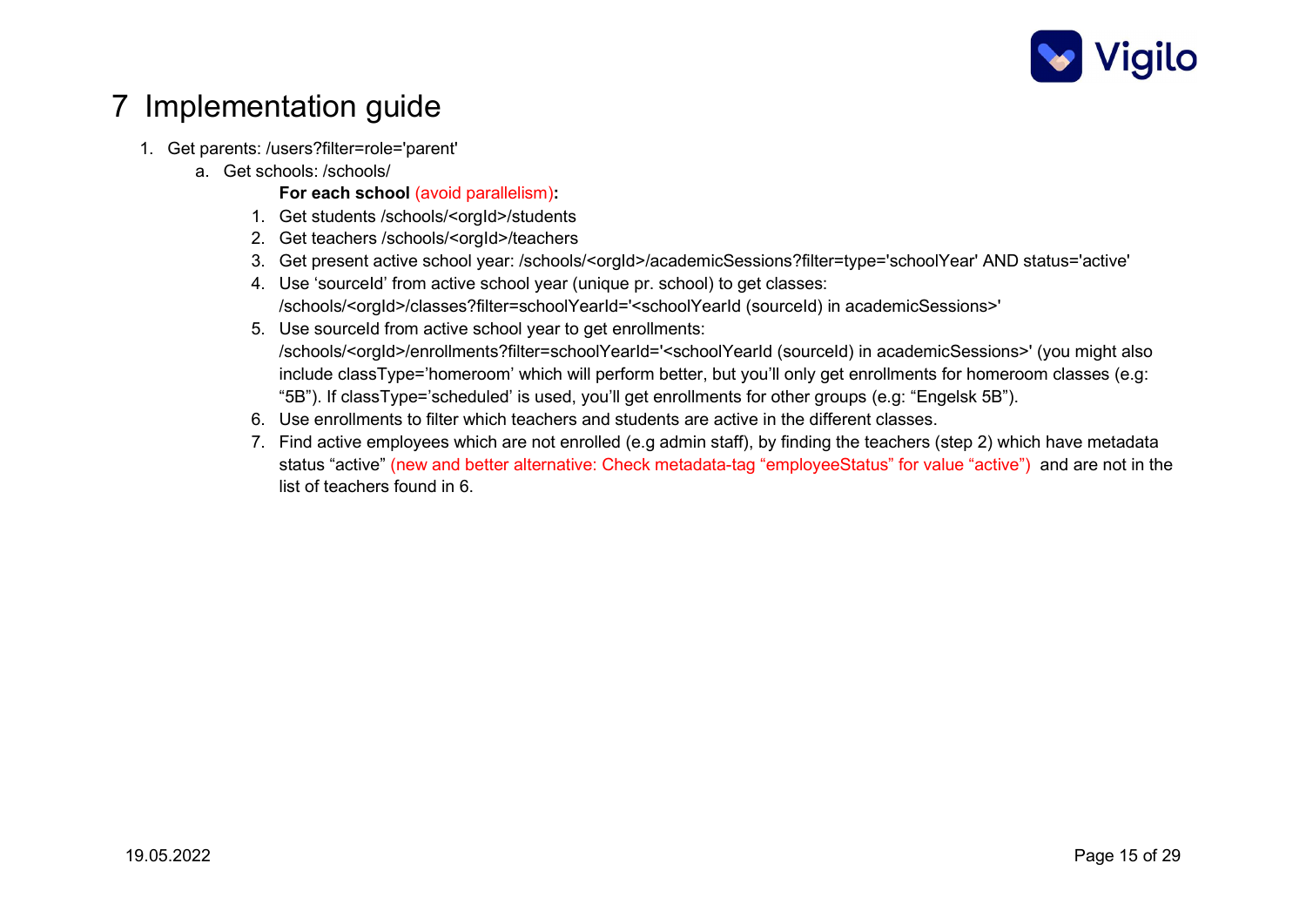# 7 Implementation guide

1. Get parents: /users?filter=role='parent'
   a. Get schools: /schools/

      **For each school** (avoid parallelism)**:**

      1. Get students /schools/<orgId>/students
      2. Get teachers /schools/<orgId>/teachers
      3. Get present active school year: /schools/<orgId>/academicSessions?filter=type='schoolYear' AND status='active'
      4. Use 'sourceId' from active school year (unique pr. school) to get classes: /schools/<orgId>/classes?filter=schoolYearId='<schoolYearId (sourceId) in academicSessions>'
      5. Use sourceId from active school year to get enrollments: /schools/<orgId>/enrollments?filter=schoolYearId='<schoolYearId (sourceId) in academicSessions>' (you might also include classType='homeroom' which will perform better, but you'll only get enrollments for homeroom classes (e.g: "5B"). If classType='scheduled' is used, you'll get enrollments for other groups (e.g: "Engelsk 5B").
      6. Use enrollments to filter which teachers and students are active in the different classes.
      7. Find active employees which are not enrolled (e.g admin staff), by finding the teachers (step 2) which have metadata status "active" (new and better alternative: Check metadata-tag "employeeStatus" for value "active") and are not in the list of teachers found in 6.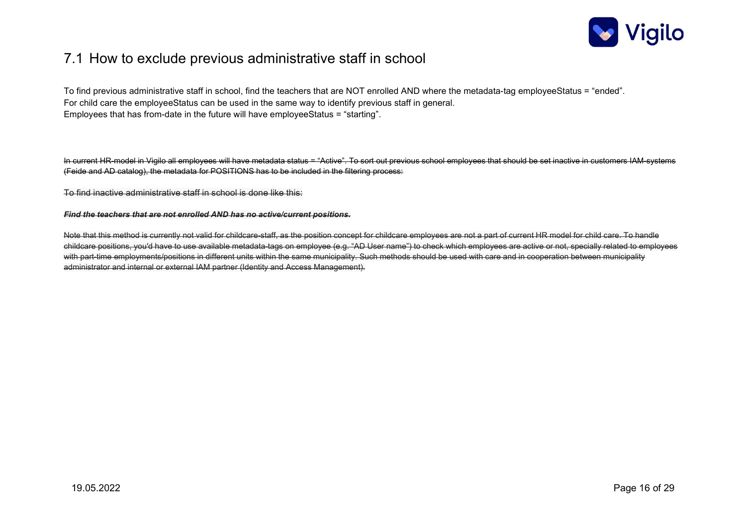## 7.1 How to exclude previous administrative staff in school

To find previous administrative staff in school, find the teachers that are NOT enrolled AND where the metadata-tag employeeStatus = "ended".
For child care the employeeStatus can be used in the same way to identify previous staff in general.
Employees that has from-date in the future will have employeeStatus = "starting".

~~In current HR-model in Vigilo all employees will have metadata status = "Active". To sort out previous school employees that should be set inactive in customers IAM-systems (Feide and AD catalog), the metadata for POSITIONS has to be included in the filtering process:~~

~~To find inactive administrative staff in school is done like this:~~

~~***Find the teachers that are not enrolled AND has no active/current positions.***~~

~~Note that this method is currently not valid for childcare-staff, as the position concept for childcare employees are not a part of current HR model for child care. To handle childcare positions, you'd have to use available metadata-tags on employee (e.g. "AD User name") to check which employees are active or not, specially related to employees with part-time employments/positions in different units within the same municipality. Such methods should be used with care and in cooperation between municipality administrator and internal or external IAM partner (Identity and Access Management).~~

19.05.2022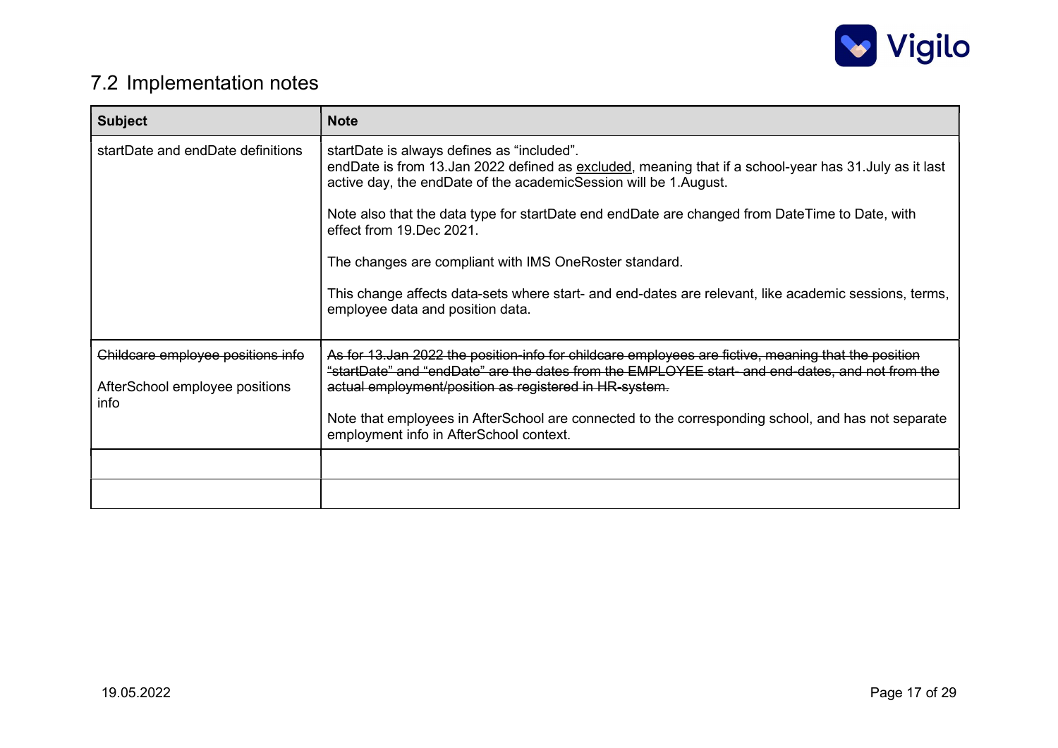## 7.2 Implementation notes

| Subject | Note |
|---|---|
| startDate and endDate definitions | startDate is always defines as "included".<br>endDate is from 13.Jan 2022 defined as <u>excluded</u>, meaning that if a school-year has 31.July as it last active day, the endDate of the academicSession will be 1.August.<br><br>Note also that the data type for startDate end endDate are changed from DateTime to Date, with effect from 19.Dec 2021.<br><br>The changes are compliant with IMS OneRoster standard.<br><br>This change affects data-sets where start- and end-dates are relevant, like academic sessions, terms, employee data and position data. |
| ~~Childcare employee positions info~~<br><br>AfterSchool employee positions info | ~~As for 13.Jan 2022 the position-info for childcare employees are fictive, meaning that the position "startDate" and "endDate" are the dates from the EMPLOYEE start- and end-dates, and not from the actual employment/position as registered in HR-system.~~<br><br>Note that employees in AfterSchool are connected to the corresponding school, and has not separate employment info in AfterSchool context. |
| | |
| | |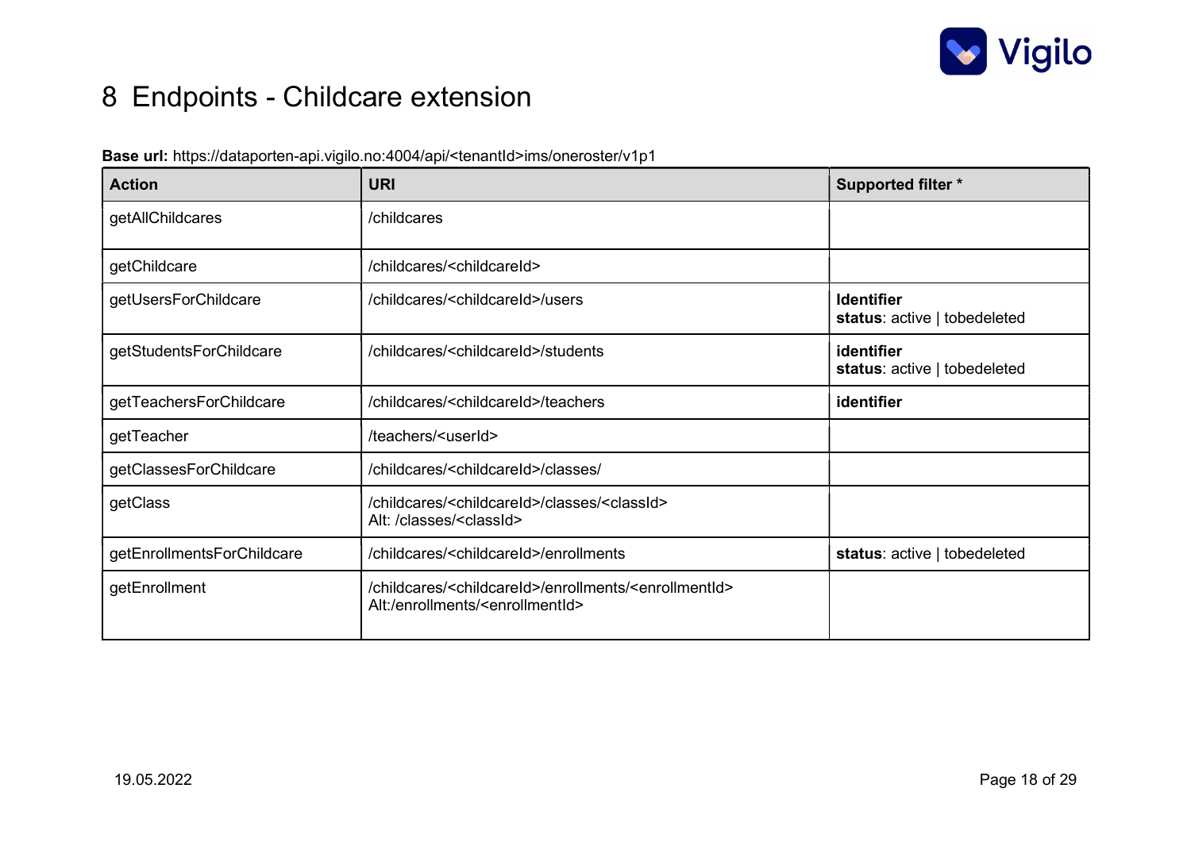# 8 Endpoints - Childcare extension

**Base url:** https://dataporten-api.vigilo.no:4004/api/<tenantId>ims/oneroster/v1p1

| Action | URI | Supported filter * |
|---|---|---|
| getAllChildcares | /childcares | |
| getChildcare | /childcares/<childcareId> | |
| getUsersForChildcare | /childcares/<childcareId>/users | **Identifier**<br>**status**: active \| tobedeleted |
| getStudentsForChildcare | /childcares/<childcareId>/students | **identifier**<br>**status**: active \| tobedeleted |
| getTeachersForChildcare | /childcares/<childcareId>/teachers | **identifier** |
| getTeacher | /teachers/<userId> | |
| getClassesForChildcare | /childcares/<childcareId>/classes/ | |
| getClass | /childcares/<childcareId>/classes/<classId><br>Alt: /classes/<classId> | |
| getEnrollmentsForChildcare | /childcares/<childcareId>/enrollments | **status**: active \| tobedeleted |
| getEnrollment | /childcares/<childcareId>/enrollments/<enrollmentId><br>Alt:/enrollments/<enrollmentId> | |

19.05.2022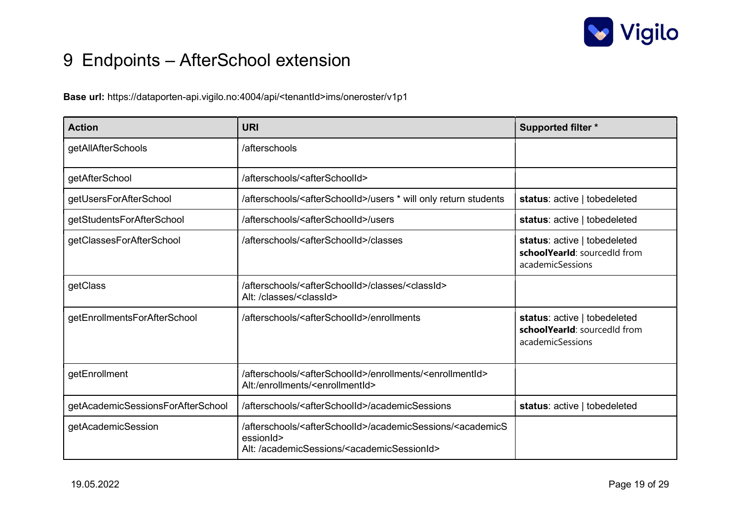# 9 Endpoints – AfterSchool extension

**Base url:** https://dataporten-api.vigilo.no:4004/api/<tenantId>ims/oneroster/v1p1

| Action | URI | Supported filter * |
|---|---|---|
| getAllAfterSchools | /afterschools | |
| getAfterSchool | /afterschools/<afterSchoolId> | |
| getUsersForAfterSchool | /afterschools/<afterSchoolId>/users * will only return students | **status**: active \| tobedeleted |
| getStudentsForAfterSchool | /afterschools/<afterSchoolId>/users | **status**: active \| tobedeleted |
| getClassesForAfterSchool | /afterschools/<afterSchoolId>/classes | **status**: active \| tobedeleted<br>**schoolYearId**: sourcedId from academicSessions |
| getClass | /afterschools/<afterSchoolId>/classes/<classId><br>Alt: /classes/<classId> | |
| getEnrollmentsForAfterSchool | /afterschools/<afterSchoolId>/enrollments | **status**: active \| tobedeleted<br>**schoolYearId**: sourcedId from academicSessions |
| getEnrollment | /afterschools/<afterSchoolId>/enrollments/<enrollmentId><br>Alt:/enrollments/<enrollmentId> | |
| getAcademicSessionsForAfterSchool | /afterschools/<afterSchoolId>/academicSessions | **status**: active \| tobedeleted |
| getAcademicSession | /afterschools/<afterSchoolId>/academicSessions/<academicSessionId><br>Alt: /academicSessions/<academicSessionId> | |

19.05.2022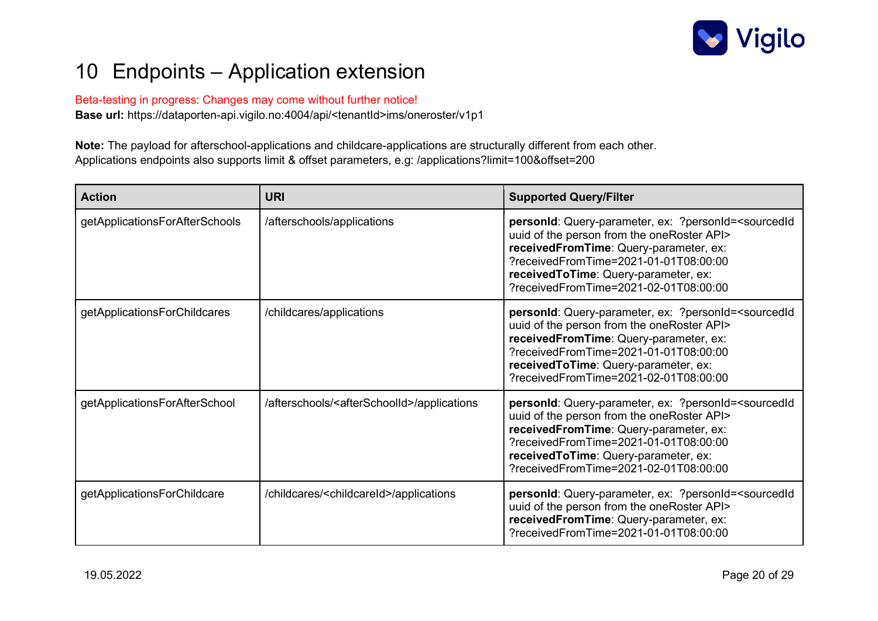# 10 Endpoints – Application extension

Beta-testing in progress: Changes may come without further notice!

**Base url:** https://dataporten-api.vigilo.no:4004/api/<tenantId>ims/oneroster/v1p1

**Note:** The payload for afterschool-applications and childcare-applications are structurally different from each other.
Applications endpoints also supports limit & offset parameters, e.g: /applications?limit=100&offset=200

| Action | URI | Supported Query/Filter |
|---|---|---|
| getApplicationsForAfterSchools | /afterschools/applications | **personId**: Query-parameter, ex: ?personId=<sourcedId uuid of the person from the oneRoster API> **receivedFromTime**: Query-parameter, ex: ?receivedFromTime=2021-01-01T08:00:00 **receivedToTime**: Query-parameter, ex: ?receivedFromTime=2021-02-01T08:00:00 |
| getApplicationsForChildcares | /childcares/applications | **personId**: Query-parameter, ex: ?personId=<sourcedId uuid of the person from the oneRoster API> **receivedFromTime**: Query-parameter, ex: ?receivedFromTime=2021-01-01T08:00:00 **receivedToTime**: Query-parameter, ex: ?receivedFromTime=2021-02-01T08:00:00 |
| getApplicationsForAfterSchool | /afterschools/<afterSchoolId>/applications | **personId**: Query-parameter, ex: ?personId=<sourcedId uuid of the person from the oneRoster API> **receivedFromTime**: Query-parameter, ex: ?receivedFromTime=2021-01-01T08:00:00 **receivedToTime**: Query-parameter, ex: ?receivedFromTime=2021-02-01T08:00:00 |
| getApplicationsForChildcare | /childcares/<childcareId>/applications | **personId**: Query-parameter, ex: ?personId=<sourcedId uuid of the person from the oneRoster API> **receivedFromTime**: Query-parameter, ex: ?receivedFromTime=2021-01-01T08:00:00 |

19.05.2022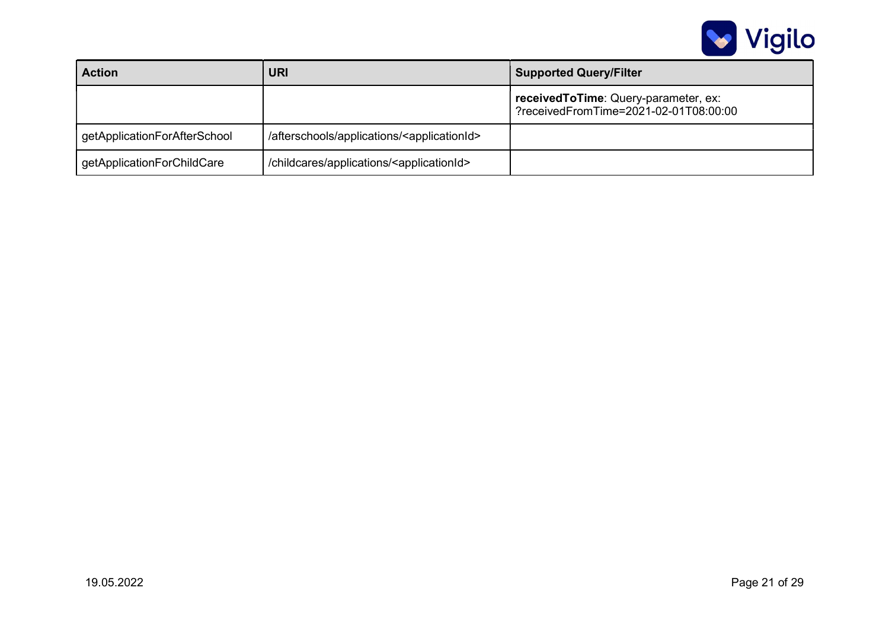| Action | URI | Supported Query/Filter |
| --- | --- | --- |
| | | **receivedToTime**: Query-parameter, ex: ?receivedFromTime=2021-02-01T08:00:00 |
| getApplicationForAfterSchool | /afterschools/applications/<applicationId> | |
| getApplicationForChildCare | /childcares/applications/<applicationId> | |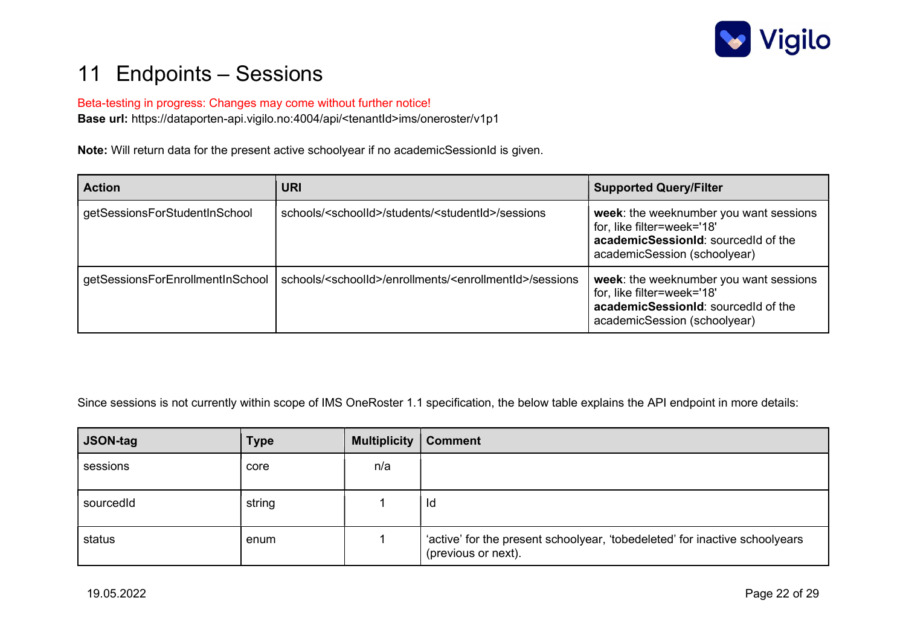# 11 Endpoints – Sessions

Beta-testing in progress: Changes may come without further notice!

**Base url:** https://dataporten-api.vigilo.no:4004/api/<tenantId>ims/oneroster/v1p1

**Note:** Will return data for the present active schoolyear if no academicSessionId is given.

| Action | URI | Supported Query/Filter |
| --- | --- | --- |
| getSessionsForStudentInSchool | schools/<schoolId>/students/<studentId>/sessions | **week**: the weeknumber you want sessions for, like filter=week='18' **academicSessionId**: sourcedId of the academicSession (schoolyear) |
| getSessionsForEnrollmentInSchool | schools/<schoolId>/enrollments/<enrollmentId>/sessions | **week**: the weeknumber you want sessions for, like filter=week='18' **academicSessionId**: sourcedId of the academicSession (schoolyear) |

Since sessions is not currently within scope of IMS OneRoster 1.1 specification, the below table explains the API endpoint in more details:

| JSON-tag | Type | Multiplicity | Comment |
| --- | --- | --- | --- |
| sessions | core | n/a | |
| sourcedId | string | 1 | Id |
| status | enum | 1 | 'active' for the present schoolyear, 'tobedeleted' for inactive schoolyears (previous or next). |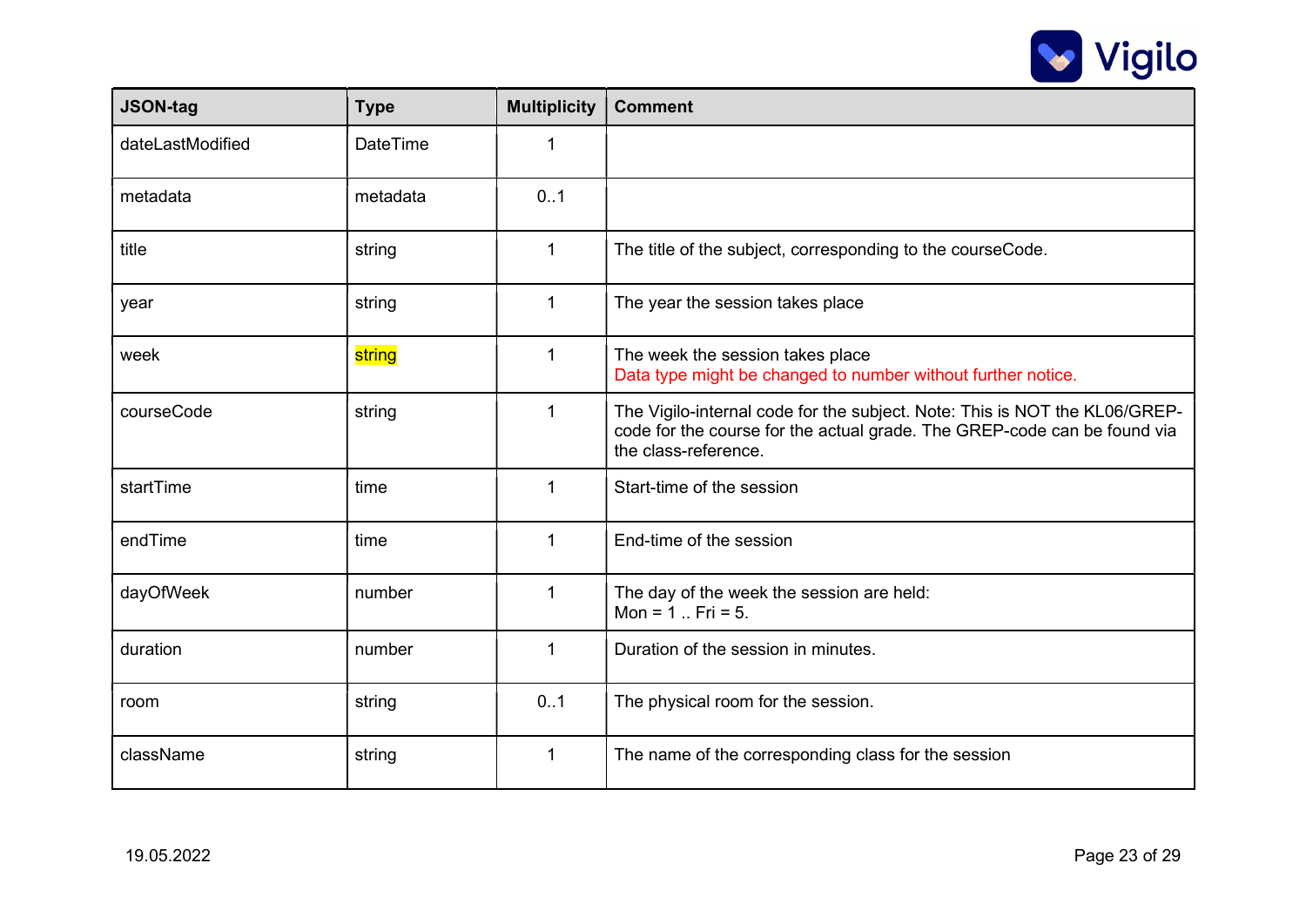| JSON-tag | Type | Multiplicity | Comment |
|---|---|---|---|
| dateLastModified | DateTime | 1 | |
| metadata | metadata | 0..1 | |
| title | string | 1 | The title of the subject, corresponding to the courseCode. |
| year | string | 1 | The year the session takes place |
| week | string | 1 | The week the session takes place<br>Data type might be changed to number without further notice. |
| courseCode | string | 1 | The Vigilo-internal code for the subject. Note: This is NOT the KL06/GREP-code for the course for the actual grade. The GREP-code can be found via the class-reference. |
| startTime | time | 1 | Start-time of the session |
| endTime | time | 1 | End-time of the session |
| dayOfWeek | number | 1 | The day of the week the session are held:<br>Mon = 1 .. Fri = 5. |
| duration | number | 1 | Duration of the session in minutes. |
| room | string | 0..1 | The physical room for the session. |
| className | string | 1 | The name of the corresponding class for the session |

19.05.2022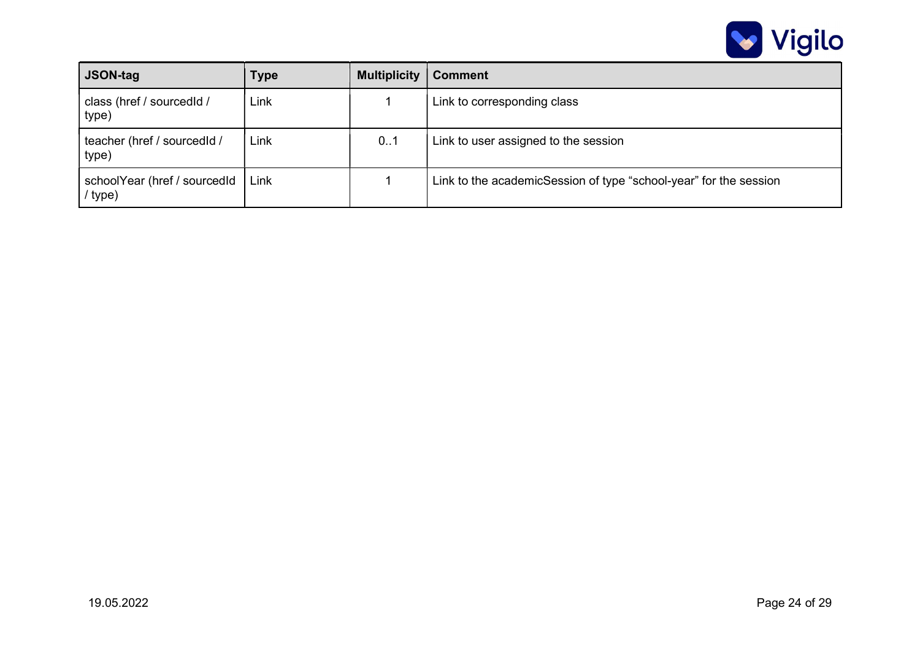| JSON-tag | Type | Multiplicity | Comment |
|---|---|---|---|
| class (href / sourcedId / type) | Link | 1 | Link to corresponding class |
| teacher (href / sourcedId / type) | Link | 0..1 | Link to user assigned to the session |
| schoolYear (href / sourcedId / type) | Link | 1 | Link to the academicSession of type “school-year” for the session |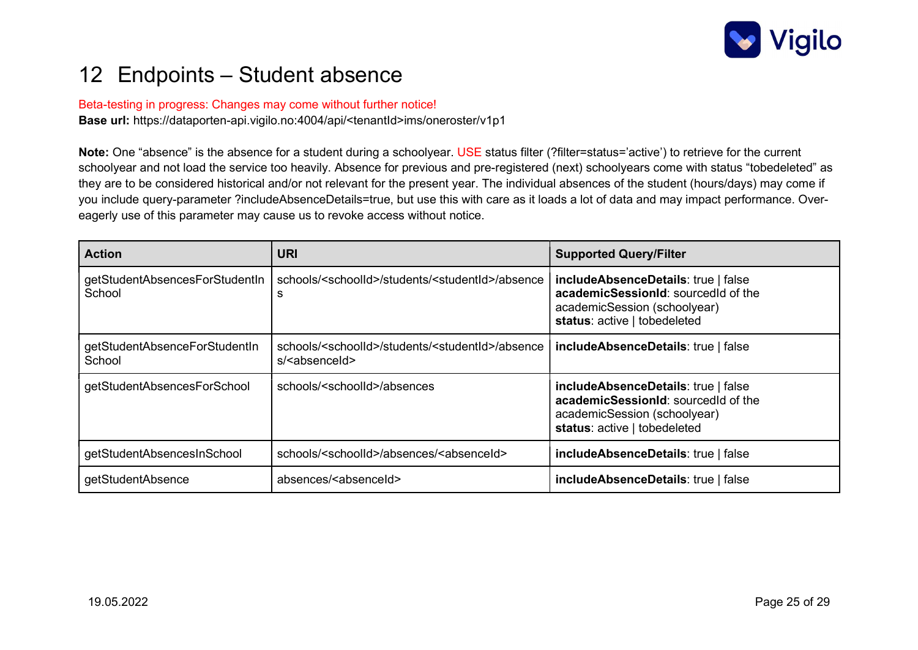# 12 Endpoints – Student absence

Beta-testing in progress: Changes may come without further notice!

**Base url:** https://dataporten-api.vigilo.no:4004/api/<tenantId>ims/oneroster/v1p1

**Note:** One "absence" is the absence for a student during a schoolyear. USE status filter (?filter=status='active') to retrieve for the current schoolyear and not load the service too heavily. Absence for previous and pre-registered (next) schoolyears come with status "tobedeleted" as they are to be considered historical and/or not relevant for the present year. The individual absences of the student (hours/days) may come if you include query-parameter ?includeAbsenceDetails=true, but use this with care as it loads a lot of data and may impact performance. Over-eagerly use of this parameter may cause us to revoke access without notice.

| Action | URI | Supported Query/Filter |
|---|---|---|
| getStudentAbsencesForStudentInSchool | schools/<schoolId>/students/<studentId>/absences | **includeAbsenceDetails**: true \| false<br>**academicSessionId**: sourcedId of the academicSession (schoolyear)<br>**status**: active \| tobedeleted |
| getStudentAbsenceForStudentInSchool | schools/<schoolId>/students/<studentId>/absences/<absenceId> | **includeAbsenceDetails**: true \| false |
| getStudentAbsencesForSchool | schools/<schoolId>/absences | **includeAbsenceDetails**: true \| false<br>**academicSessionId**: sourcedId of the academicSession (schoolyear)<br>**status**: active \| tobedeleted |
| getStudentAbsencesInSchool | schools/<schoolId>/absences/<absenceId> | **includeAbsenceDetails**: true \| false |
| getStudentAbsence | absences/<absenceId> | **includeAbsenceDetails**: true \| false |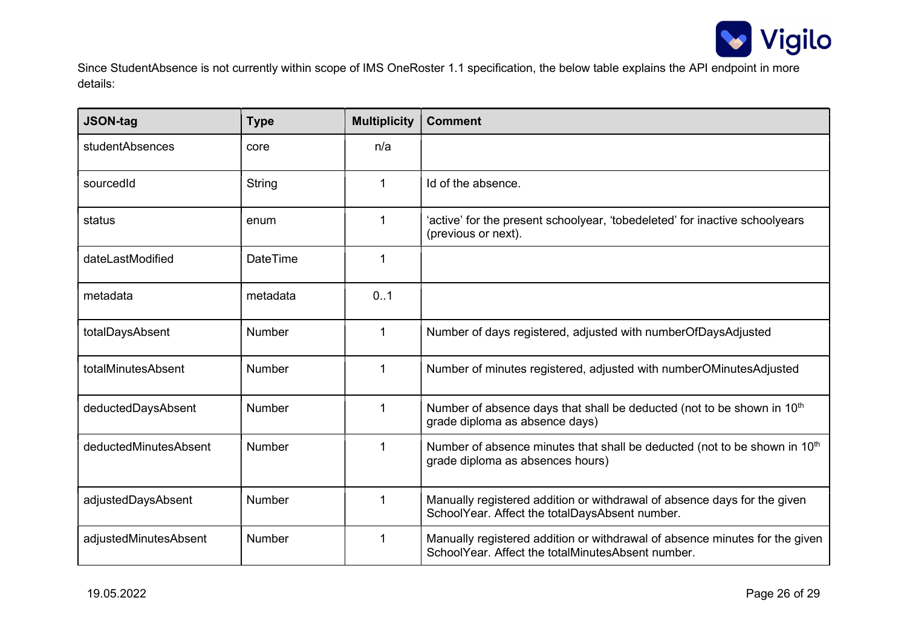Since StudentAbsence is not currently within scope of IMS OneRoster 1.1 specification, the below table explains the API endpoint in more details:

| JSON-tag | Type | Multiplicity | Comment |
|---|---|---|---|
| studentAbsences | core | n/a | |
| sourcedId | String | 1 | Id of the absence. |
| status | enum | 1 | 'active' for the present schoolyear, 'tobedeleted' for inactive schoolyears (previous or next). |
| dateLastModified | DateTime | 1 | |
| metadata | metadata | 0..1 | |
| totalDaysAbsent | Number | 1 | Number of days registered, adjusted with numberOfDaysAdjusted |
| totalMinutesAbsent | Number | 1 | Number of minutes registered, adjusted with numberOMinutesAdjusted |
| deductedDaysAbsent | Number | 1 | Number of absence days that shall be deducted (not to be shown in 10th grade diploma as absence days) |
| deductedMinutesAbsent | Number | 1 | Number of absence minutes that shall be deducted (not to be shown in 10th grade diploma as absences hours) |
| adjustedDaysAbsent | Number | 1 | Manually registered addition or withdrawal of absence days for the given SchoolYear. Affect the totalDaysAbsent number. |
| adjustedMinutesAbsent | Number | 1 | Manually registered addition or withdrawal of absence minutes for the given SchoolYear. Affect the totalMinutesAbsent number. |

19.05.2022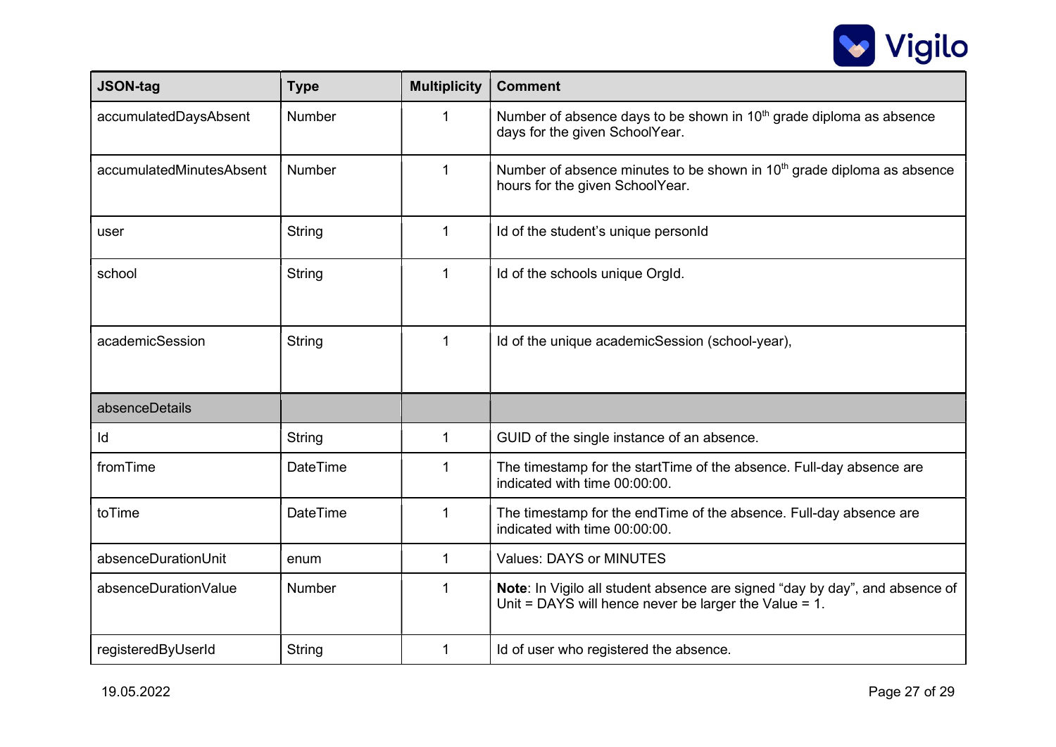| JSON-tag | Type | Multiplicity | Comment |
|---|---|---|---|
| accumulatedDaysAbsent | Number | 1 | Number of absence days to be shown in 10th grade diploma as absence days for the given SchoolYear. |
| accumulatedMinutesAbsent | Number | 1 | Number of absence minutes to be shown in 10th grade diploma as absence hours for the given SchoolYear. |
| user | String | 1 | Id of the student's unique personId |
| school | String | 1 | Id of the schools unique OrgId. |
| academicSession | String | 1 | Id of the unique academicSession (school-year), |
| absenceDetails | | | |
| Id | String | 1 | GUID of the single instance of an absence. |
| fromTime | DateTime | 1 | The timestamp for the startTime of the absence. Full-day absence are indicated with time 00:00:00. |
| toTime | DateTime | 1 | The timestamp for the endTime of the absence. Full-day absence are indicated with time 00:00:00. |
| absenceDurationUnit | enum | 1 | Values: DAYS or MINUTES |
| absenceDurationValue | Number | 1 | **Note**: In Vigilo all student absence are signed "day by day", and absence of Unit = DAYS will hence never be larger the Value = 1. |
| registeredByUserId | String | 1 | Id of user who registered the absence. |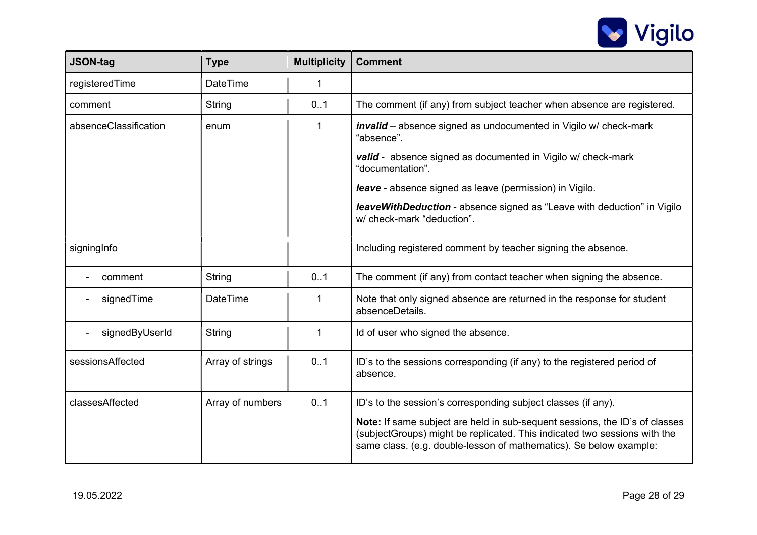| JSON-tag | Type | Multiplicity | Comment |
| --- | --- | --- | --- |
| registeredTime | DateTime | 1 | |
| comment | String | 0..1 | The comment (if any) from subject teacher when absence are registered. |
| absenceClassification | enum | 1 | ***invalid*** – absence signed as undocumented in Vigilo w/ check-mark "absence".<br><br>***valid*** - absence signed as documented in Vigilo w/ check-mark "documentation".<br><br>***leave*** - absence signed as leave (permission) in Vigilo.<br><br>***leaveWithDeduction*** - absence signed as "Leave with deduction" in Vigilo w/ check-mark "deduction". |
| signingInfo | | | Including registered comment by teacher signing the absence. |
| - comment | String | 0..1 | The comment (if any) from contact teacher when signing the absence. |
| - signedTime | DateTime | 1 | Note that only signed absence are returned in the response for student absenceDetails. |
| - signedByUserId | String | 1 | Id of user who signed the absence. |
| sessionsAffected | Array of strings | 0..1 | ID's to the sessions corresponding (if any) to the registered period of absence. |
| classesAffected | Array of numbers | 0..1 | ID's to the session's corresponding subject classes (if any).<br><br>**Note:** If same subject are held in sub-sequent sessions, the ID's of classes (subjectGroups) might be replicated. This indicated two sessions with the same class. (e.g. double-lesson of mathematics). Se below example: |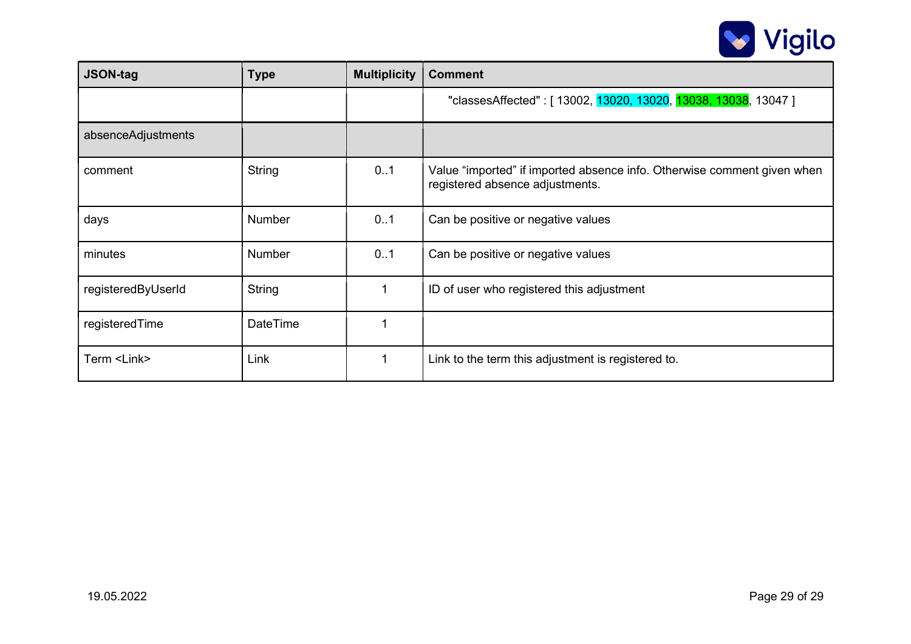| JSON-tag | Type | Multiplicity | Comment |
|---|---|---|---|
| | | | "classesAffected" : [ 13002, 13020, 13020, 13038, 13038, 13047 ] |
| absenceAdjustments | | | |
| comment | String | 0..1 | Value “imported” if imported absence info. Otherwise comment given when registered absence adjustments. |
| days | Number | 0..1 | Can be positive or negative values |
| minutes | Number | 0..1 | Can be positive or negative values |
| registeredByUserId | String | 1 | ID of user who registered this adjustment |
| registeredTime | DateTime | 1 | |
| Term <Link> | Link | 1 | Link to the term this adjustment is registered to. |

19.05.2022